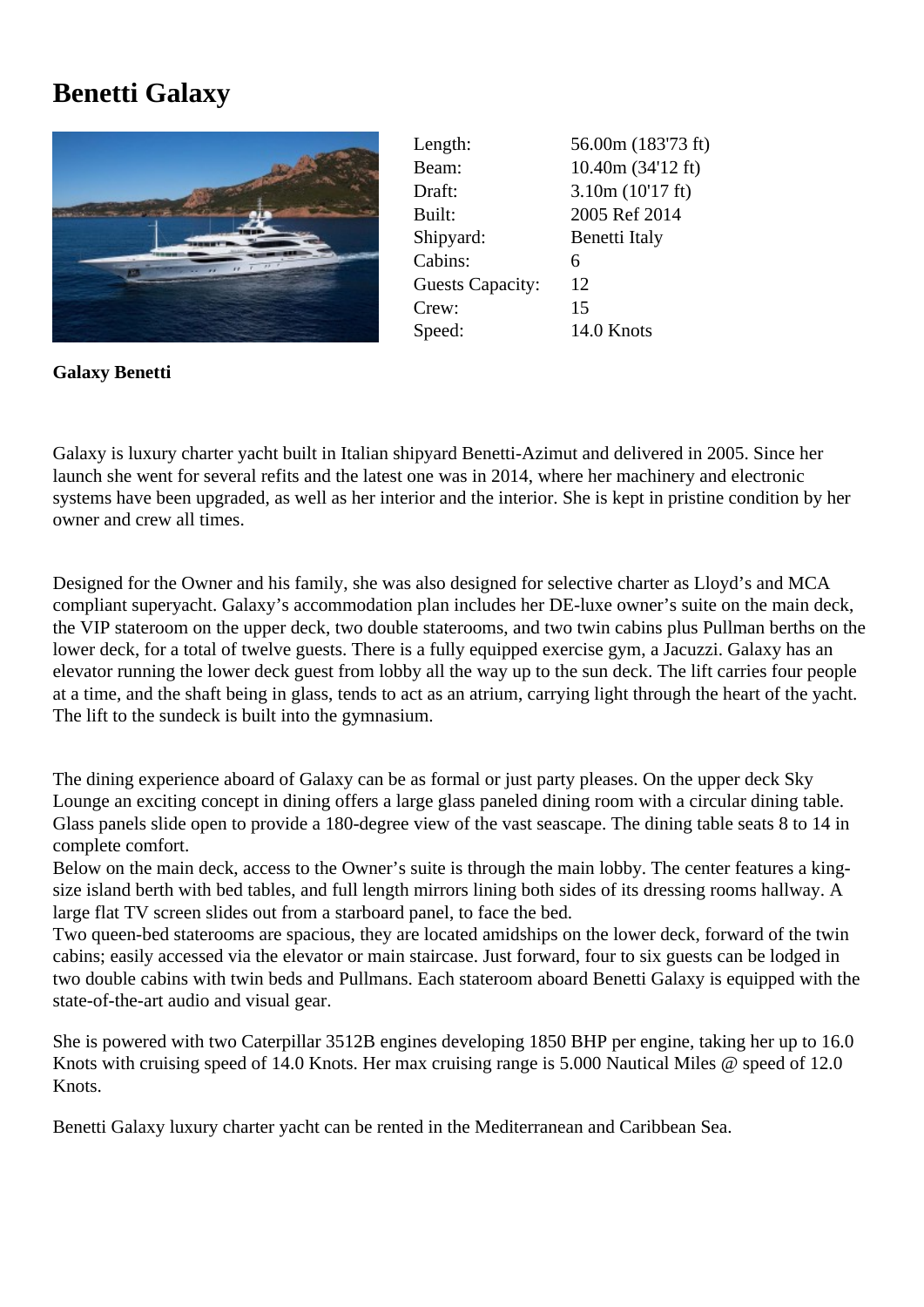# Benetti Galaxy

| | |
|---|---|
| Length: | 56.00m (183'73 ft) |
| Beam: | 10.40m (34'12 ft) |
| Draft: | 3.10m (10'17 ft) |
| Built: | 2005 Ref 2014 |
| Shipyard: | Benetti Italy |
| Cabins: | 6 |
| Guests Capacity: | 12 |
| Crew: | 15 |
| Speed: | 14.0 Knots |

**Galaxy Benetti**

Galaxy is luxury charter yacht built in Italian shipyard Benetti-Azimut and delivered in 2005. Since her launch she went for several refits and the latest one was in 2014, where her machinery and electronic systems have been upgraded, as well as her interior and the interior. She is kept in pristine condition by her owner and crew all times.

Designed for the Owner and his family, she was also designed for selective charter as Lloyd's and MCA compliant superyacht. Galaxy's accommodation plan includes her DE-luxe owner's suite on the main deck, the VIP stateroom on the upper deck, two double staterooms, and two twin cabins plus Pullman berths on the lower deck, for a total of twelve guests. There is a fully equipped exercise gym, a Jacuzzi. Galaxy has an elevator running the lower deck guest from lobby all the way up to the sun deck. The lift carries four people at a time, and the shaft being in glass, tends to act as an atrium, carrying light through the heart of the yacht. The lift to the sundeck is built into the gymnasium.

The dining experience aboard of Galaxy can be as formal or just party pleases. On the upper deck Sky Lounge an exciting concept in dining offers a large glass paneled dining room with a circular dining table. Glass panels slide open to provide a 180-degree view of the vast seascape. The dining table seats 8 to 14 in complete comfort.
Below on the main deck, access to the Owner's suite is through the main lobby. The center features a king-size island berth with bed tables, and full length mirrors lining both sides of its dressing rooms hallway. A large flat TV screen slides out from a starboard panel, to face the bed.
Two queen-bed staterooms are spacious, they are located amidships on the lower deck, forward of the twin cabins; easily accessed via the elevator or main staircase. Just forward, four to six guests can be lodged in two double cabins with twin beds and Pullmans. Each stateroom aboard Benetti Galaxy is equipped with the state-of-the-art audio and visual gear.

She is powered with two Caterpillar 3512B engines developing 1850 BHP per engine, taking her up to 16.0 Knots with cruising speed of 14.0 Knots. Her max cruising range is 5.000 Nautical Miles @ speed of 12.0 Knots.

Benetti Galaxy luxury charter yacht can be rented in the Mediterranean and Caribbean Sea.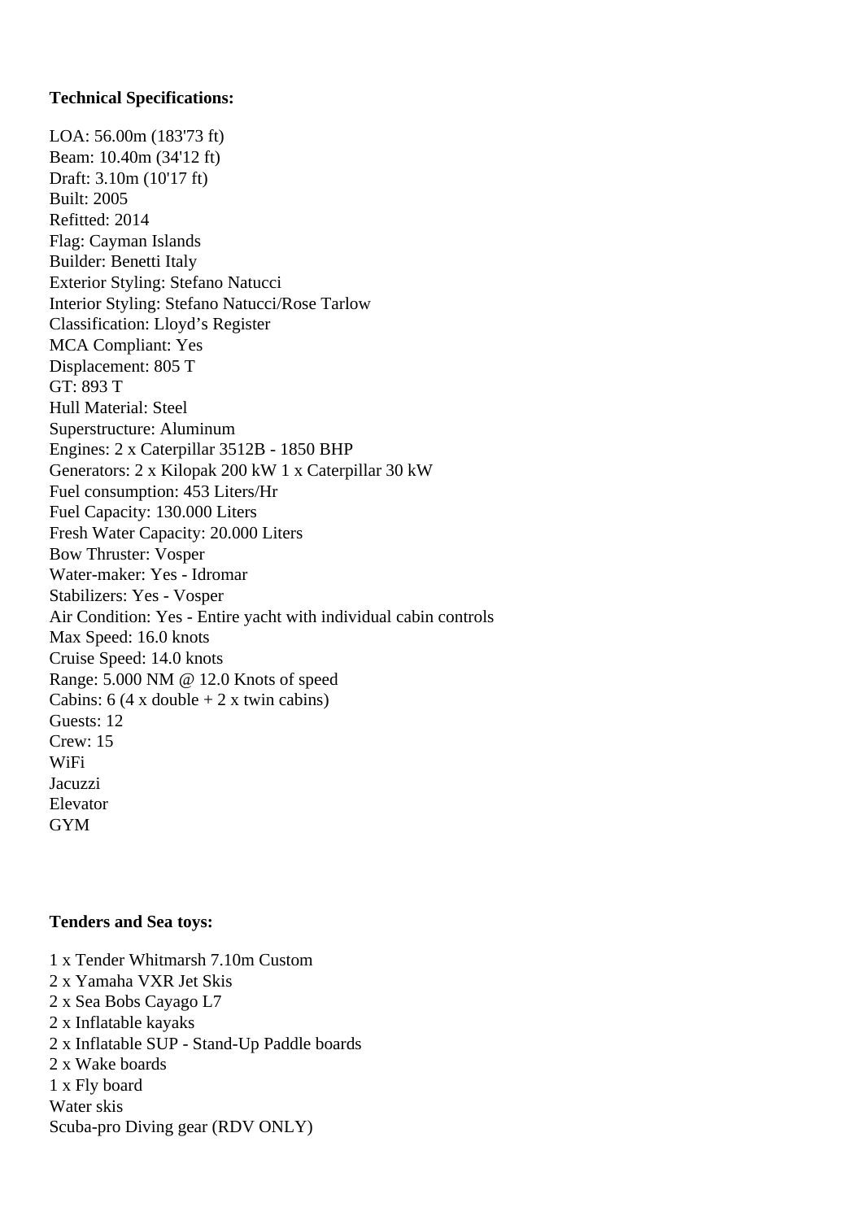**Technical Specifications:**

LOA: 56.00m (183'73 ft)
Beam: 10.40m (34'12 ft)
Draft: 3.10m (10'17 ft)
Built: 2005
Refitted: 2014
Flag: Cayman Islands
Builder: Benetti Italy
Exterior Styling: Stefano Natucci
Interior Styling: Stefano Natucci/Rose Tarlow
Classification: Lloyd's Register
MCA Compliant: Yes
Displacement: 805 T
GT: 893 T
Hull Material: Steel
Superstructure: Aluminum
Engines: 2 x Caterpillar 3512B - 1850 BHP
Generators: 2 x Kilopak 200 kW 1 x Caterpillar 30 kW
Fuel consumption: 453 Liters/Hr
Fuel Capacity: 130.000 Liters
Fresh Water Capacity: 20.000 Liters
Bow Thruster: Vosper
Water-maker: Yes - Idromar
Stabilizers: Yes - Vosper
Air Condition: Yes - Entire yacht with individual cabin controls
Max Speed: 16.0 knots
Cruise Speed: 14.0 knots
Range: 5.000 NM @ 12.0 Knots of speed
Cabins: 6 (4 x double + 2 x twin cabins)
Guests: 12
Crew: 15
WiFi
Jacuzzi
Elevator
GYM

**Tenders and Sea toys:**

1 x Tender Whitmarsh 7.10m Custom
2 x Yamaha VXR Jet Skis
2 x Sea Bobs Cayago L7
2 x Inflatable kayaks
2 x Inflatable SUP - Stand-Up Paddle boards
2 x Wake boards
1 x Fly board
Water skis
Scuba-pro Diving gear (RDV ONLY)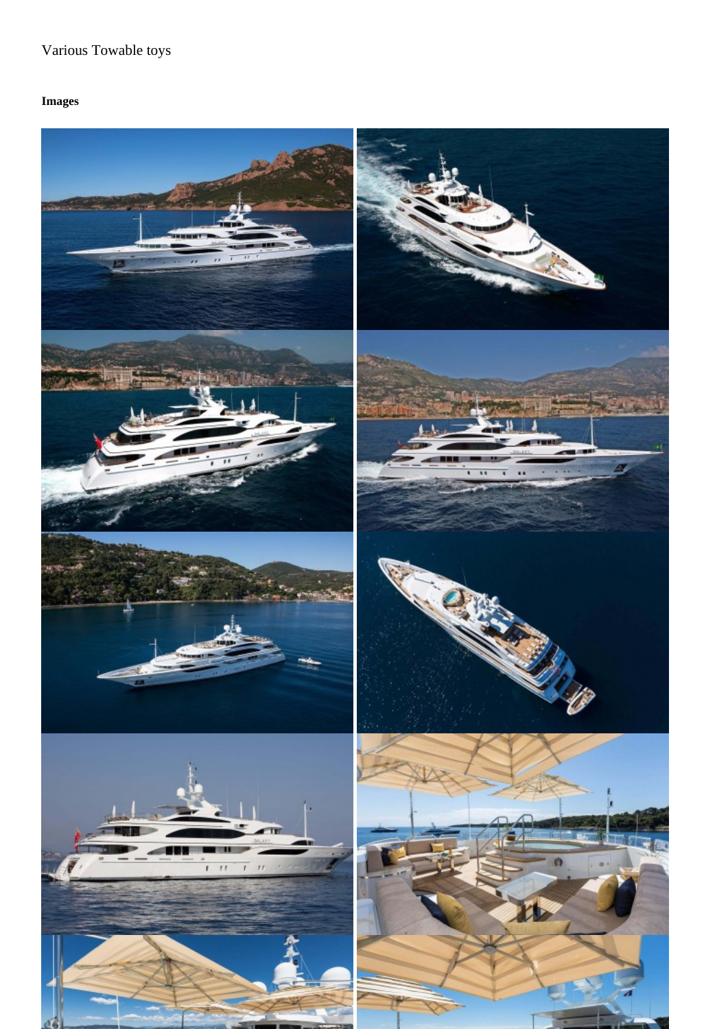Various Towable toys

**Images**